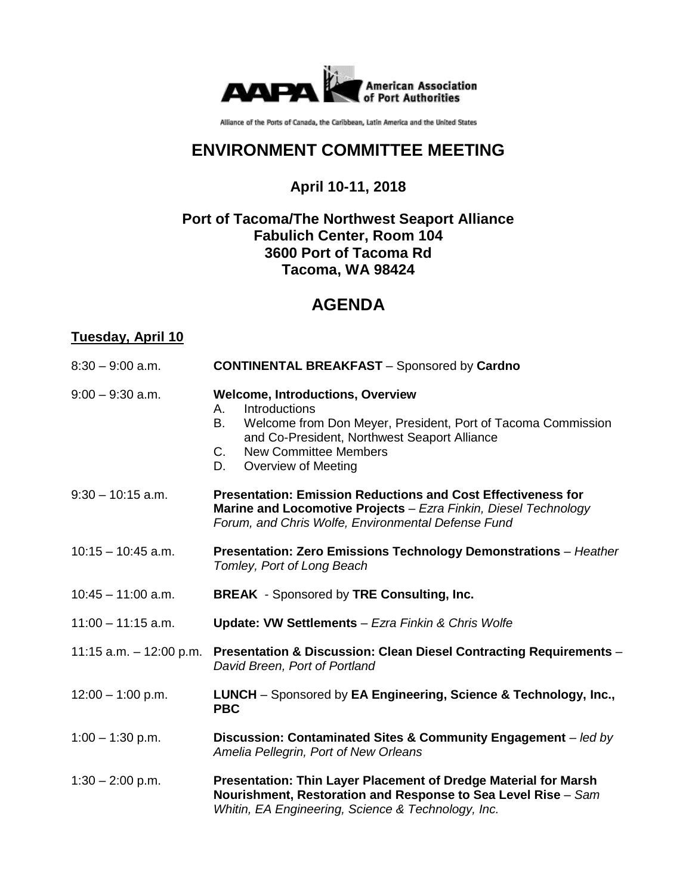**AAPA American Association of Port Authorities**

Alliance of the Ports of Canada, the Caribbean, Latin America and the United States

# ENVIRONMENT COMMITTEE MEETING

## April 10-11, 2018

### Port of Tacoma/The Northwest Seaport Alliance
### Fabulich Center, Room 104
### 3600 Port of Tacoma Rd
### Tacoma, WA 98424

## AGENDA

**Tuesday, April 10**

| | |
|---|---|
| 8:30 – 9:00 a.m. | **CONTINENTAL BREAKFAST** – Sponsored by **Cardno** |
| 9:00 – 9:30 a.m. | **Welcome, Introductions, Overview**<br>A. Introductions<br>B. Welcome from Don Meyer, President, Port of Tacoma Commission and Co-President, Northwest Seaport Alliance<br>C. New Committee Members<br>D. Overview of Meeting |
| 9:30 – 10:15 a.m. | **Presentation: Emission Reductions and Cost Effectiveness for Marine and Locomotive Projects** – *Ezra Finkin, Diesel Technology Forum, and Chris Wolfe, Environmental Defense Fund* |
| 10:15 – 10:45 a.m. | **Presentation: Zero Emissions Technology Demonstrations** – *Heather Tomley, Port of Long Beach* |
| 10:45 – 11:00 a.m. | **BREAK** - Sponsored by **TRE Consulting, Inc.** |
| 11:00 – 11:15 a.m. | **Update: VW Settlements** – *Ezra Finkin & Chris Wolfe* |
| 11:15 a.m. – 12:00 p.m. | **Presentation & Discussion: Clean Diesel Contracting Requirements** – *David Breen, Port of Portland* |
| 12:00 – 1:00 p.m. | **LUNCH** – Sponsored by **EA Engineering, Science & Technology, Inc., PBC** |
| 1:00 – 1:30 p.m. | **Discussion: Contaminated Sites & Community Engagement** – *led by Amelia Pellegrin, Port of New Orleans* |
| 1:30 – 2:00 p.m. | **Presentation: Thin Layer Placement of Dredge Material for Marsh Nourishment, Restoration and Response to Sea Level Rise** – *Sam Whitin, EA Engineering, Science & Technology, Inc.* |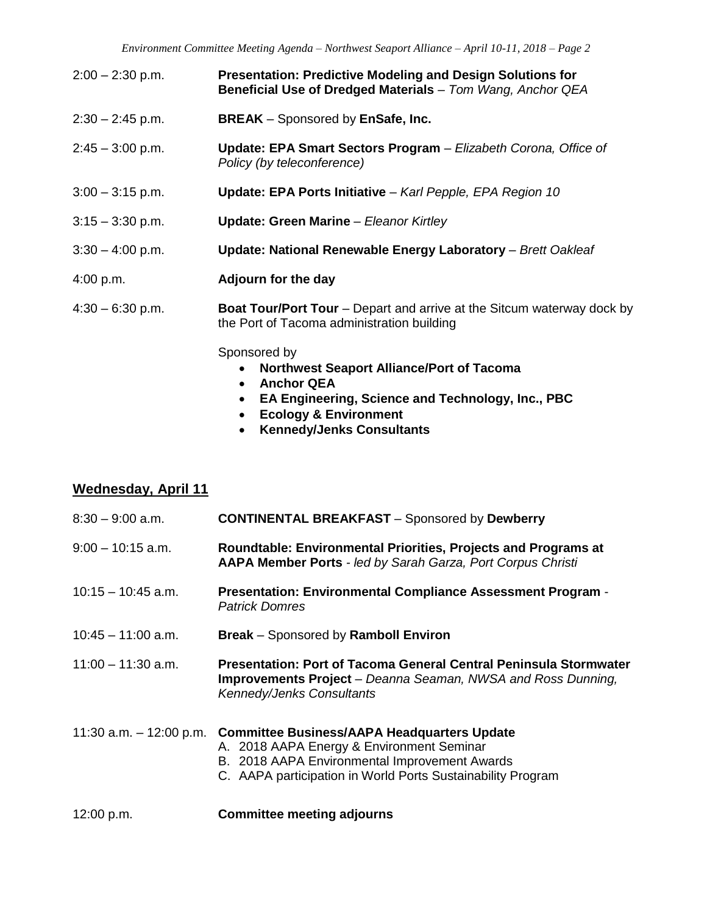2:00 – 2:30 p.m. **Presentation: Predictive Modeling and Design Solutions for Beneficial Use of Dredged Materials** – *Tom Wang, Anchor QEA*

2:30 – 2:45 p.m. **BREAK** – Sponsored by **EnSafe, Inc.**

2:45 – 3:00 p.m. **Update: EPA Smart Sectors Program** – *Elizabeth Corona, Office of Policy (by teleconference)*

3:00 – 3:15 p.m. **Update: EPA Ports Initiative** – *Karl Pepple, EPA Region 10*

3:15 – 3:30 p.m. **Update: Green Marine** – *Eleanor Kirtley*

3:30 – 4:00 p.m. **Update: National Renewable Energy Laboratory** – *Brett Oakleaf*

4:00 p.m. **Adjourn for the day**

4:30 – 6:30 p.m. **Boat Tour/Port Tour** – Depart and arrive at the Sitcum waterway dock by the Port of Tacoma administration building

Sponsored by

- **Northwest Seaport Alliance/Port of Tacoma**
- **Anchor QEA**
- **EA Engineering, Science and Technology, Inc., PBC**
- **Ecology & Environment**
- **Kennedy/Jenks Consultants**

## Wednesday, April 11

8:30 – 9:00 a.m. **CONTINENTAL BREAKFAST** – Sponsored by **Dewberry**

9:00 – 10:15 a.m. **Roundtable: Environmental Priorities, Projects and Programs at AAPA Member Ports** - *led by Sarah Garza, Port Corpus Christi*

10:15 – 10:45 a.m. **Presentation: Environmental Compliance Assessment Program** - *Patrick Domres*

10:45 – 11:00 a.m. **Break** – Sponsored by **Ramboll Environ**

11:00 – 11:30 a.m. **Presentation: Port of Tacoma General Central Peninsula Stormwater Improvements Project** – *Deanna Seaman, NWSA and Ross Dunning, Kennedy/Jenks Consultants*

11:30 a.m. – 12:00 p.m. **Committee Business/AAPA Headquarters Update**

A. 2018 AAPA Energy & Environment Seminar
B. 2018 AAPA Environmental Improvement Awards
C. AAPA participation in World Ports Sustainability Program

12:00 p.m. **Committee meeting adjourns**